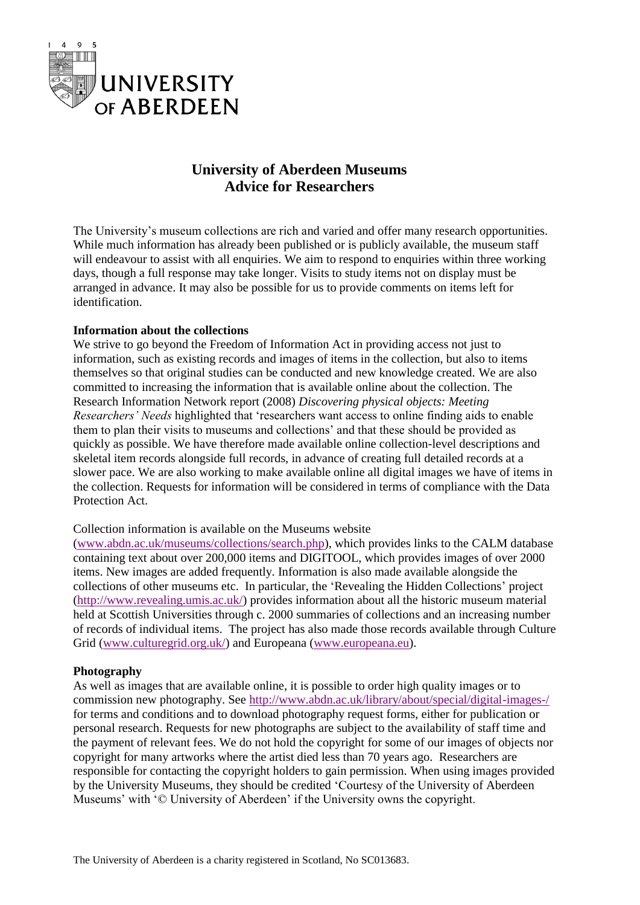# University of Aberdeen Museums
# Advice for Researchers

The University's museum collections are rich and varied and offer many research opportunities. While much information has already been published or is publicly available, the museum staff will endeavour to assist with all enquiries. We aim to respond to enquiries within three working days, though a full response may take longer. Visits to study items not on display must be arranged in advance. It may also be possible for us to provide comments on items left for identification.

**Information about the collections**

We strive to go beyond the Freedom of Information Act in providing access not just to information, such as existing records and images of items in the collection, but also to items themselves so that original studies can be conducted and new knowledge created. We are also committed to increasing the information that is available online about the collection. The Research Information Network report (2008) *Discovering physical objects: Meeting Researchers' Needs* highlighted that 'researchers want access to online finding aids to enable them to plan their visits to museums and collections' and that these should be provided as quickly as possible. We have therefore made available online collection-level descriptions and skeletal item records alongside full records, in advance of creating full detailed records at a slower pace. We are also working to make available online all digital images we have of items in the collection. Requests for information will be considered in terms of compliance with the Data Protection Act.

Collection information is available on the Museums website (www.abdn.ac.uk/museums/collections/search.php), which provides links to the CALM database containing text about over 200,000 items and DIGITOOL, which provides images of over 2000 items. New images are added frequently. Information is also made available alongside the collections of other museums etc. In particular, the 'Revealing the Hidden Collections' project (http://www.revealing.umis.ac.uk/) provides information about all the historic museum material held at Scottish Universities through c. 2000 summaries of collections and an increasing number of records of individual items. The project has also made those records available through Culture Grid (www.culturegrid.org.uk/) and Europeana (www.europeana.eu).

**Photography**

As well as images that are available online, it is possible to order high quality images or to commission new photography. See http://www.abdn.ac.uk/library/about/special/digital-images-/ for terms and conditions and to download photography request forms, either for publication or personal research. Requests for new photographs are subject to the availability of staff time and the payment of relevant fees. We do not hold the copyright for some of our images of objects nor copyright for many artworks where the artist died less than 70 years ago. Researchers are responsible for contacting the copyright holders to gain permission. When using images provided by the University Museums, they should be credited 'Courtesy of the University of Aberdeen Museums' with '© University of Aberdeen' if the University owns the copyright.

The University of Aberdeen is a charity registered in Scotland, No SC013683.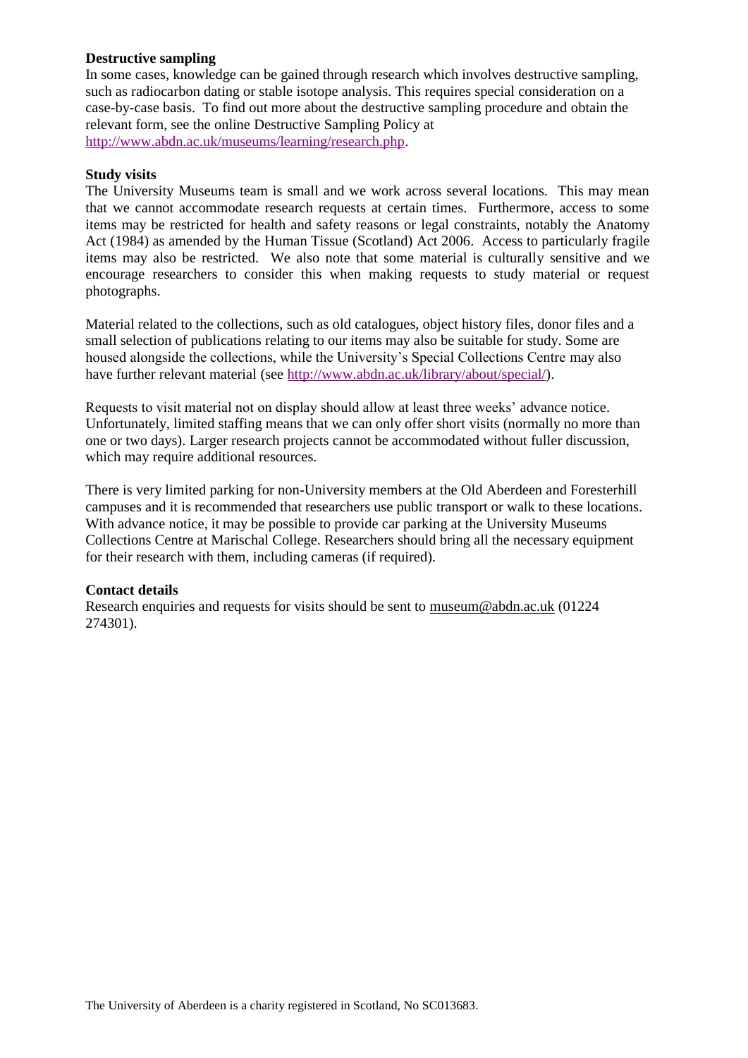**Destructive sampling**

In some cases, knowledge can be gained through research which involves destructive sampling, such as radiocarbon dating or stable isotope analysis. This requires special consideration on a case-by-case basis. To find out more about the destructive sampling procedure and obtain the relevant form, see the online Destructive Sampling Policy at http://www.abdn.ac.uk/museums/learning/research.php.

**Study visits**

The University Museums team is small and we work across several locations. This may mean that we cannot accommodate research requests at certain times. Furthermore, access to some items may be restricted for health and safety reasons or legal constraints, notably the Anatomy Act (1984) as amended by the Human Tissue (Scotland) Act 2006. Access to particularly fragile items may also be restricted. We also note that some material is culturally sensitive and we encourage researchers to consider this when making requests to study material or request photographs.

Material related to the collections, such as old catalogues, object history files, donor files and a small selection of publications relating to our items may also be suitable for study. Some are housed alongside the collections, while the University's Special Collections Centre may also have further relevant material (see http://www.abdn.ac.uk/library/about/special/).

Requests to visit material not on display should allow at least three weeks' advance notice. Unfortunately, limited staffing means that we can only offer short visits (normally no more than one or two days). Larger research projects cannot be accommodated without fuller discussion, which may require additional resources.

There is very limited parking for non-University members at the Old Aberdeen and Foresterhill campuses and it is recommended that researchers use public transport or walk to these locations. With advance notice, it may be possible to provide car parking at the University Museums Collections Centre at Marischal College. Researchers should bring all the necessary equipment for their research with them, including cameras (if required).

**Contact details**

Research enquiries and requests for visits should be sent to museum@abdn.ac.uk (01224 274301).

The University of Aberdeen is a charity registered in Scotland, No SC013683.